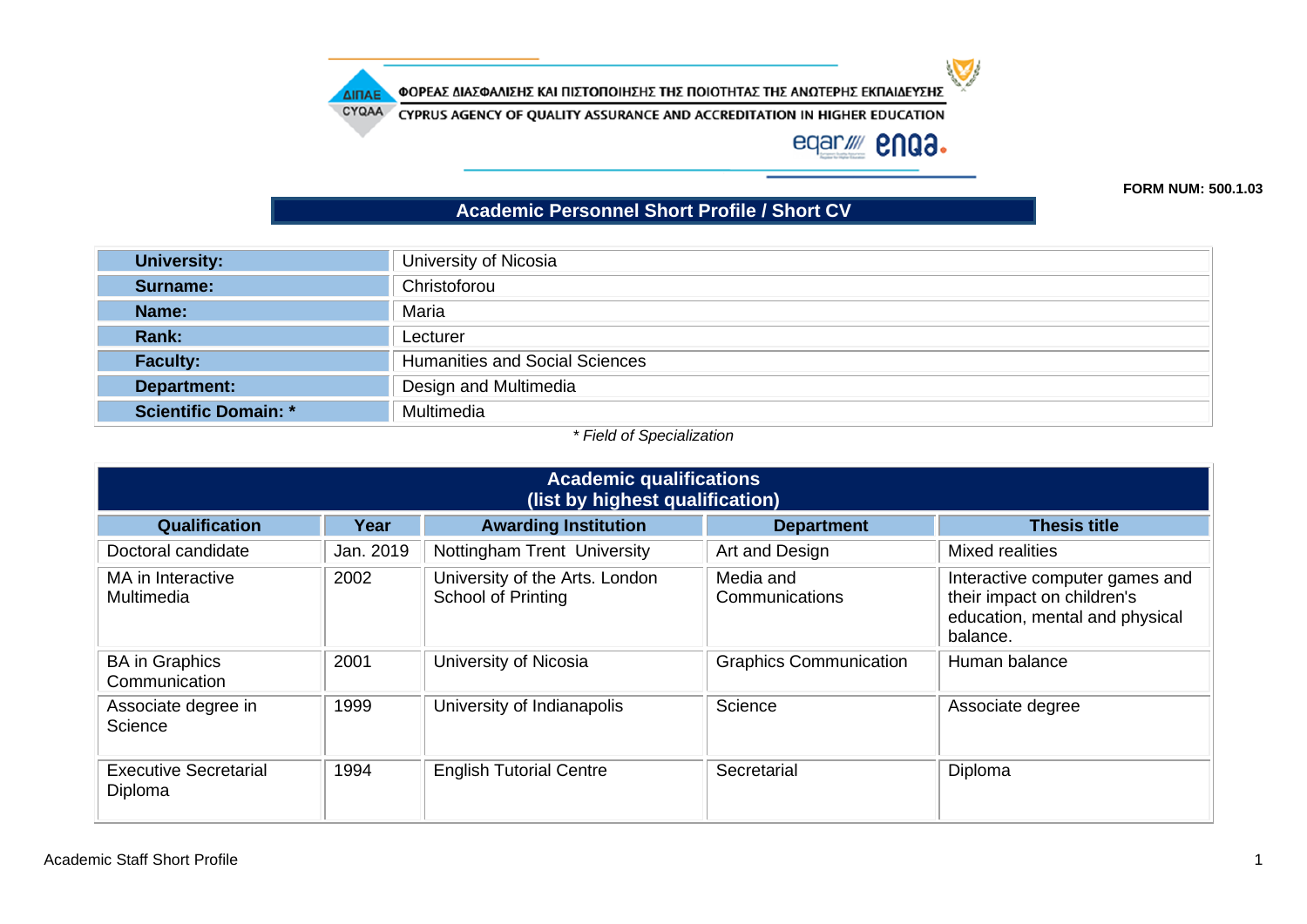ΦΟΡΕΑΣ ΔΙΑΣΦΑΛΙΣΗΣ ΚΑΙ ΠΙΣΤΟΠΟΙΗΣΗΣ ΤΗΣ ΠΟΙΟΤΗΤΑΣ ΤΗΣ ΑΝΩΤΕΡΗΣ ΕΚΠΑΙΔΕΥΣΗΣ

CYPRUS AGENCY OF QUALITY ASSURANCE AND ACCREDITATION IN HIGHER EDUCATION

**FORM NUM: 500.1.03**

# Academic Personnel Short Profile / Short CV

| | |
|---|---|
| **University:** | University of Nicosia |
| **Surname:** | Christoforou |
| **Name:** | Maria |
| **Rank:** | Lecturer |
| **Faculty:** | Humanities and Social Sciences |
| **Department:** | Design and Multimedia |
| **Scientific Domain: *** | Multimedia |

*\* Field of Specialization*

## Academic qualifications (list by highest qualification)

| Qualification | Year | Awarding Institution | Department | Thesis title |
|---|---|---|---|---|
| Doctoral candidate | Jan. 2019 | Nottingham Trent University | Art and Design | Mixed realities |
| MA in Interactive Multimedia | 2002 | University of the Arts. London School of Printing | Media and Communications | Interactive computer games and their impact on children's education, mental and physical balance. |
| BA in Graphics Communication | 2001 | University of Nicosia | Graphics Communication | Human balance |
| Associate degree in Science | 1999 | University of Indianapolis | Science | Associate degree |
| Executive Secretarial Diploma | 1994 | English Tutorial Centre | Secretarial | Diploma |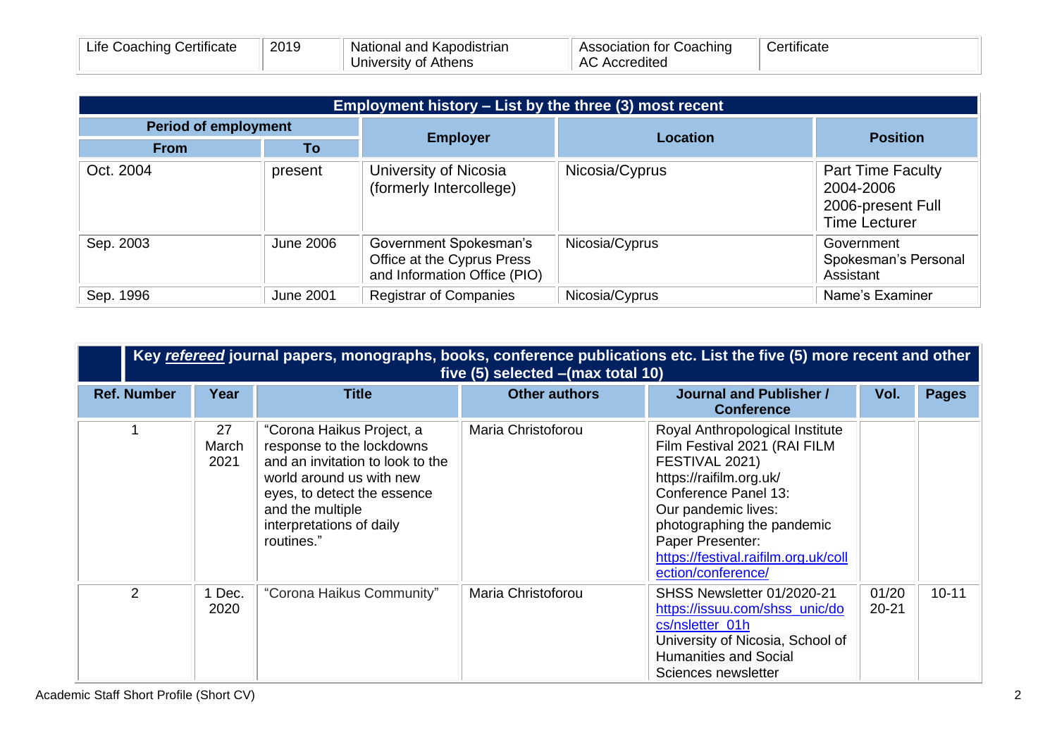| Life Coaching Certificate | 2019 | National and Kapodistrian University of Athens | Association for Coaching AC Accredited | Certificate |
|---|---|---|---|---|

| **Employment history – List by the three (3) most recent** | | | | |
|---|---|---|---|---|
| **Period of employment** | | **Employer** | **Location** | **Position** |
| **From** | **To** | | | |
| Oct. 2004 | present | University of Nicosia (formerly Intercollege) | Nicosia/Cyprus | Part Time Faculty 2004-2006 2006-present Full Time Lecturer |
| Sep. 2003 | June 2006 | Government Spokesman's Office at the Cyprus Press and Information Office (PIO) | Nicosia/Cyprus | Government Spokesman's Personal Assistant |
| Sep. 1996 | June 2001 | Registrar of Companies | Nicosia/Cyprus | Name's Examiner |

| **Key *refereed* journal papers, monographs, books, conference publications etc. List the five (5) more recent and other five (5) selected –(max total 10)** | | | | | | |
|---|---|---|---|---|---|---|
| **Ref. Number** | **Year** | **Title** | **Other authors** | **Journal and Publisher / Conference** | **Vol.** | **Pages** |
| 1 | 27 March 2021 | "Corona Haikus Project, a response to the lockdowns and an invitation to look to the world around us with new eyes, to detect the essence and the multiple interpretations of daily routines." | Maria Christoforou | Royal Anthropological Institute Film Festival 2021 (RAI FILM FESTIVAL 2021) https://raifilm.org.uk/ Conference Panel 13: Our pandemic lives: photographing the pandemic Paper Presenter: https://festival.raifilm.org.uk/collection/conference/ | | |
| 2 | 1 Dec. 2020 | "Corona Haikus Community" | Maria Christoforou | SHSS Newsletter 01/2020-21 https://issuu.com/shss_unic/docs/nsletter_01h University of Nicosia, School of Humanities and Social Sciences newsletter | 01/20 20-21 | 10-11 |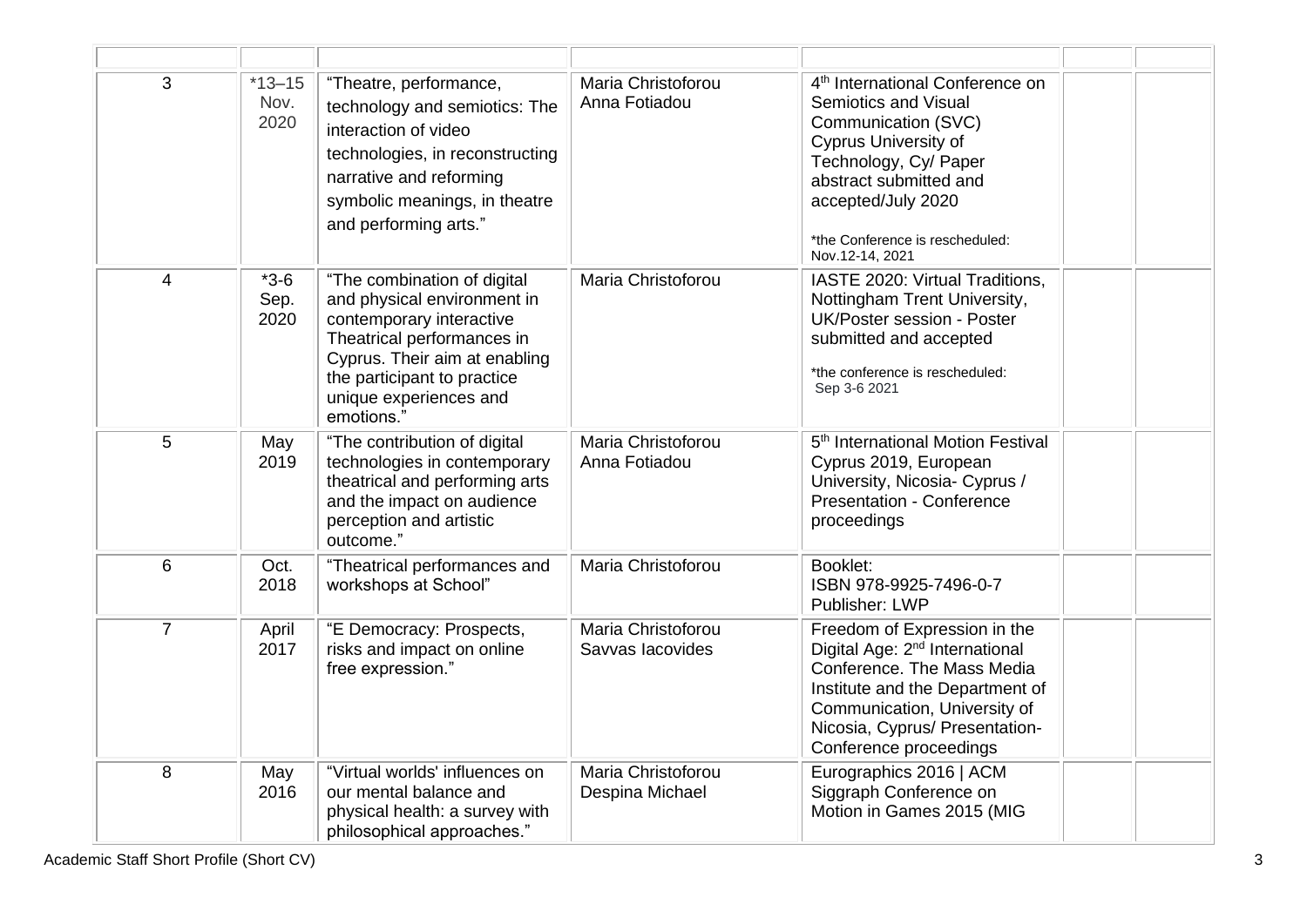| | | | | | | |
|---|---|---|---|---|---|---|
| 3 | *13–15 Nov. 2020 | "Theatre, performance, technology and semiotics: The interaction of video technologies, in reconstructing narrative and reforming symbolic meanings, in theatre and performing arts." | Maria Christoforou<br>Anna Fotiadou | 4th International Conference on Semiotics and Visual Communication (SVC) Cyprus University of Technology, Cy/ Paper abstract submitted and accepted/July 2020<br><br>*the Conference is rescheduled: Nov.12-14, 2021 | | |
| 4 | *3-6 Sep. 2020 | "The combination of digital and physical environment in contemporary interactive Theatrical performances in Cyprus. Their aim at enabling the participant to practice unique experiences and emotions." | Maria Christoforou | IASTE 2020: Virtual Traditions, Nottingham Trent University, UK/Poster session - Poster submitted and accepted<br><br>*the conference is rescheduled: Sep 3-6 2021 | | |
| 5 | May 2019 | "The contribution of digital technologies in contemporary theatrical and performing arts and the impact on audience perception and artistic outcome." | Maria Christoforou<br>Anna Fotiadou | 5th International Motion Festival Cyprus 2019, European University, Nicosia- Cyprus / Presentation - Conference proceedings | | |
| 6 | Oct. 2018 | "Theatrical performances and workshops at School" | Maria Christoforou | Booklet:<br>ISBN 978-9925-7496-0-7<br>Publisher: LWP | | |
| 7 | April 2017 | "E Democracy: Prospects, risks and impact on online free expression." | Maria Christoforou<br>Savvas Iacovides | Freedom of Expression in the Digital Age: 2nd International Conference. The Mass Media Institute and the Department of Communication, University of Nicosia, Cyprus/ Presentation- Conference proceedings | | |
| 8 | May 2016 | "Virtual worlds' influences on our mental balance and physical health: a survey with philosophical approaches." | Maria Christoforou<br>Despina Michael | Eurographics 2016 \| ACM Siggraph Conference on Motion in Games 2015 (MIG | | |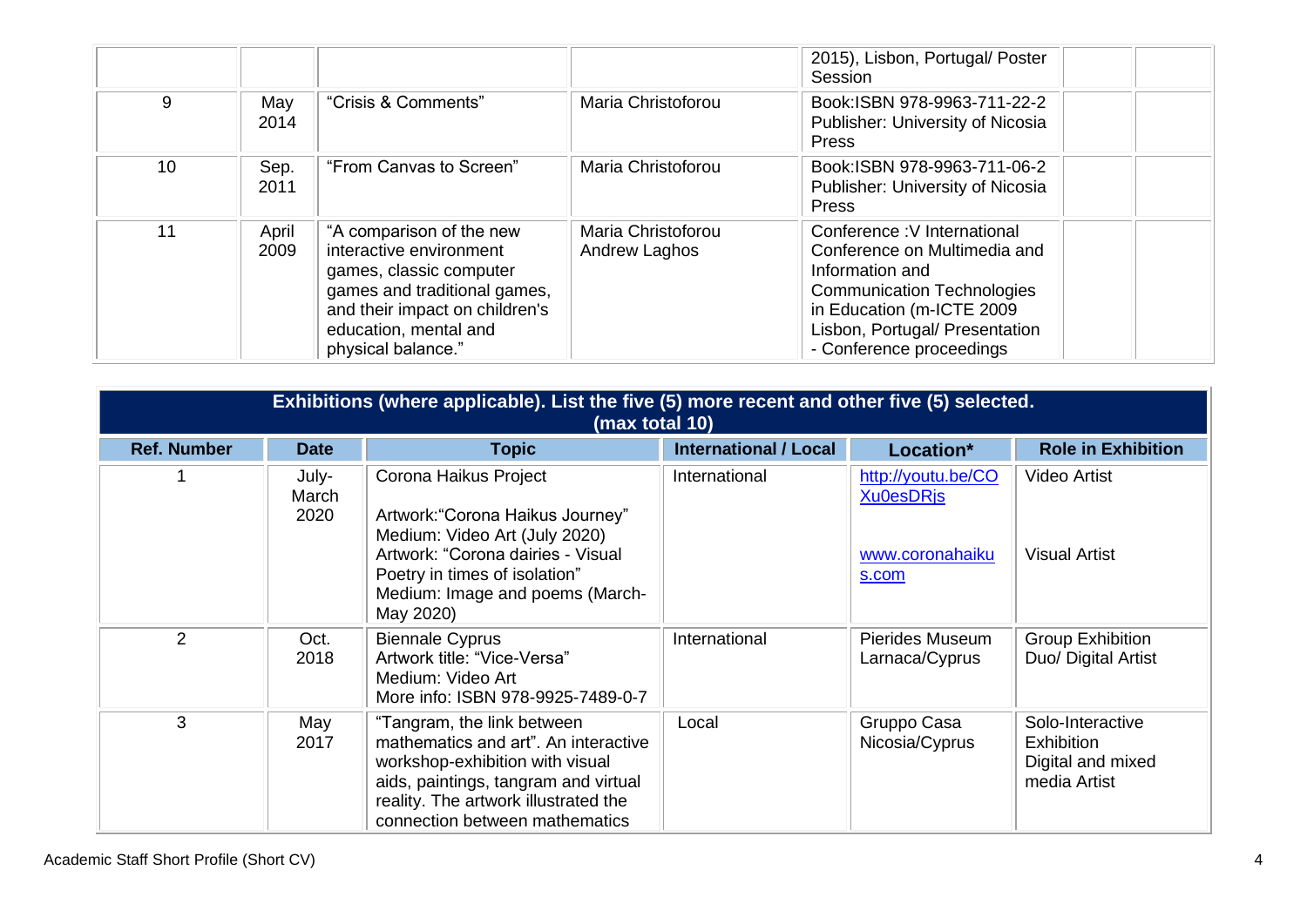| | | | | 2015), Lisbon, Portugal/ Poster Session | | |
|---|---|---|---|---|---|---|
| 9 | May 2014 | "Crisis & Comments" | Maria Christoforou | Book:ISBN 978-9963-711-22-2 Publisher: University of Nicosia Press | | |
| 10 | Sep. 2011 | "From Canvas to Screen" | Maria Christoforou | Book:ISBN 978-9963-711-06-2 Publisher: University of Nicosia Press | | |
| 11 | April 2009 | "A comparison of the new interactive environment games, classic computer games and traditional games, and their impact on children's education, mental and physical balance." | Maria Christoforou Andrew Laghos | Conference :V International Conference on Multimedia and Information and Communication Technologies in Education (m-ICTE 2009 Lisbon, Portugal/ Presentation - Conference proceedings | | |

| Exhibitions (where applicable). List the five (5) more recent and other five (5) selected. (max total 10) | | | | | |
|---|---|---|---|---|---|
| **Ref. Number** | **Date** | **Topic** | **International / Local** | **Location*** | **Role in Exhibition** |
| 1 | July-March 2020 | Corona Haikus Project<br><br>Artwork:"Corona Haikus Journey" Medium: Video Art (July 2020)<br>Artwork: "Corona dairies - Visual Poetry in times of isolation" Medium: Image and poems (March-May 2020) | International | http://youtu.be/COXu0esDRjs<br><br>www.coronahaikus.com | Video Artist<br><br>Visual Artist |
| 2 | Oct. 2018 | Biennale Cyprus<br>Artwork title: "Vice-Versa"<br>Medium: Video Art<br>More info: ISBN 978-9925-7489-0-7 | International | Pierides Museum Larnaca/Cyprus | Group Exhibition Duo/ Digital Artist |
| 3 | May 2017 | "Tangram, the link between mathematics and art". An interactive workshop-exhibition with visual aids, paintings, tangram and virtual reality. The artwork illustrated the connection between mathematics | Local | Gruppo Casa Nicosia/Cyprus | Solo-Interactive Exhibition Digital and mixed media Artist |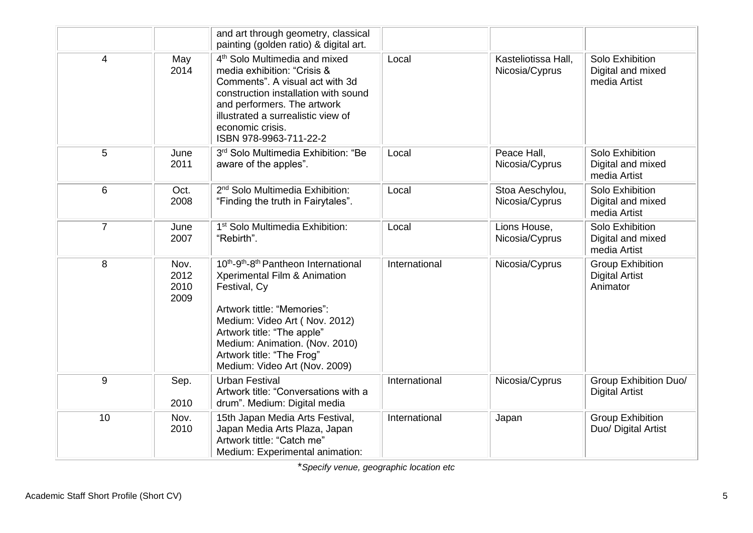| | | | | | |
|---|---|---|---|---|---|
| | | and art through geometry, classical painting (golden ratio) & digital art. | | | |
| 4 | May 2014 | 4th Solo Multimedia and mixed media exhibition: "Crisis & Comments". A visual act with 3d construction installation with sound and performers. The artwork illustrated a surrealistic view of economic crisis. ISBN 978-9963-711-22-2 | Local | Kasteliotissa Hall, Nicosia/Cyprus | Solo Exhibition Digital and mixed media Artist |
| 5 | June 2011 | 3rd Solo Multimedia Exhibition: "Be aware of the apples". | Local | Peace Hall, Nicosia/Cyprus | Solo Exhibition Digital and mixed media Artist |
| 6 | Oct. 2008 | 2nd Solo Multimedia Exhibition: "Finding the truth in Fairytales". | Local | Stoa Aeschylou, Nicosia/Cyprus | Solo Exhibition Digital and mixed media Artist |
| 7 | June 2007 | 1st Solo Multimedia Exhibition: "Rebirth". | Local | Lions House, Nicosia/Cyprus | Solo Exhibition Digital and mixed media Artist |
| 8 | Nov. 2012 2010 2009 | 10th-9th-8th Pantheon International Xperimental Film & Animation Festival, Cy<br><br>Artwork tittle: "Memories": Medium: Video Art ( Nov. 2012) Artwork title: "The apple" Medium: Animation. (Nov. 2010) Artwork title: "The Frog" Medium: Video Art (Nov. 2009) | International | Nicosia/Cyprus | Group Exhibition Digital Artist Animator |
| 9 | Sep. 2010 | Urban Festival Artwork title: "Conversations with a drum". Medium: Digital media | International | Nicosia/Cyprus | Group Exhibition Duo/ Digital Artist |
| 10 | Nov. 2010 | 15th Japan Media Arts Festival, Japan Media Arts Plaza, Japan Artwork tittle: "Catch me" Medium: Experimental animation: | International | Japan | Group Exhibition Duo/ Digital Artist |

*\*Specify venue, geographic location etc*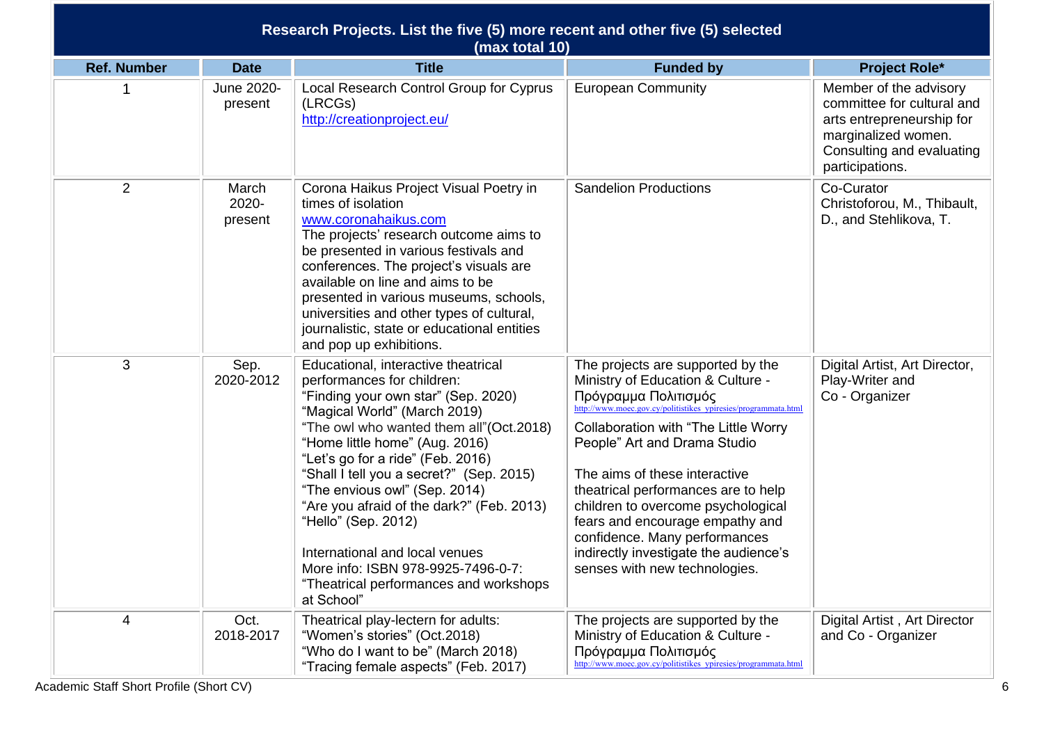| Research Projects. List the five (5) more recent and other five (5) selected (max total 10) | | | | |
|---|---|---|---|---|
| **Ref. Number** | **Date** | **Title** | **Funded by** | **Project Role*** |
| 1 | June 2020-present | Local Research Control Group for Cyprus (LRCGs) http://creationproject.eu/ | European Community | Member of the advisory committee for cultural and arts entrepreneurship for marginalized women. Consulting and evaluating participations. |
| 2 | March 2020-present | Corona Haikus Project Visual Poetry in times of isolation www.coronahaikus.com The projects' research outcome aims to be presented in various festivals and conferences. The project's visuals are available on line and aims to be presented in various museums, schools, universities and other types of cultural, journalistic, state or educational entities and pop up exhibitions. | Sandelion Productions | Co-Curator Christoforou, M., Thibault, D., and Stehlikova, T. |
| 3 | Sep. 2020-2012 | Educational, interactive theatrical performances for children:<br>"Finding your own star" (Sep. 2020)<br>"Magical World" (March 2019)<br>"The owl who wanted them all"(Oct.2018)<br>"Home little home" (Aug. 2016)<br>"Let's go for a ride" (Feb. 2016)<br>"Shall I tell you a secret?" (Sep. 2015)<br>"The envious owl" (Sep. 2014)<br>"Are you afraid of the dark?" (Feb. 2013)<br>"Hello" (Sep. 2012)<br><br>International and local venues<br>More info: ISBN 978-9925-7496-0-7: "Theatrical performances and workshops at School" | The projects are supported by the Ministry of Education & Culture - Πρόγραμμα Πολιτισμός http://www.moec.gov.cy/politistikes_ypiresies/programmata.html<br>Collaboration with "The Little Worry People" Art and Drama Studio<br><br>The aims of these interactive theatrical performances are to help children to overcome psychological fears and encourage empathy and confidence. Many performances indirectly investigate the audience's senses with new technologies. | Digital Artist, Art Director, Play-Writer and Co - Organizer |
| 4 | Oct. 2018-2017 | Theatrical play-lectern for adults:<br>"Women's stories" (Oct.2018)<br>"Who do I want to be" (March 2018)<br>"Tracing female aspects" (Feb. 2017) | The projects are supported by the Ministry of Education & Culture - Πρόγραμμα Πολιτισμός http://www.moec.gov.cy/politistikes_ypiresies/programmata.html | Digital Artist , Art Director and Co - Organizer |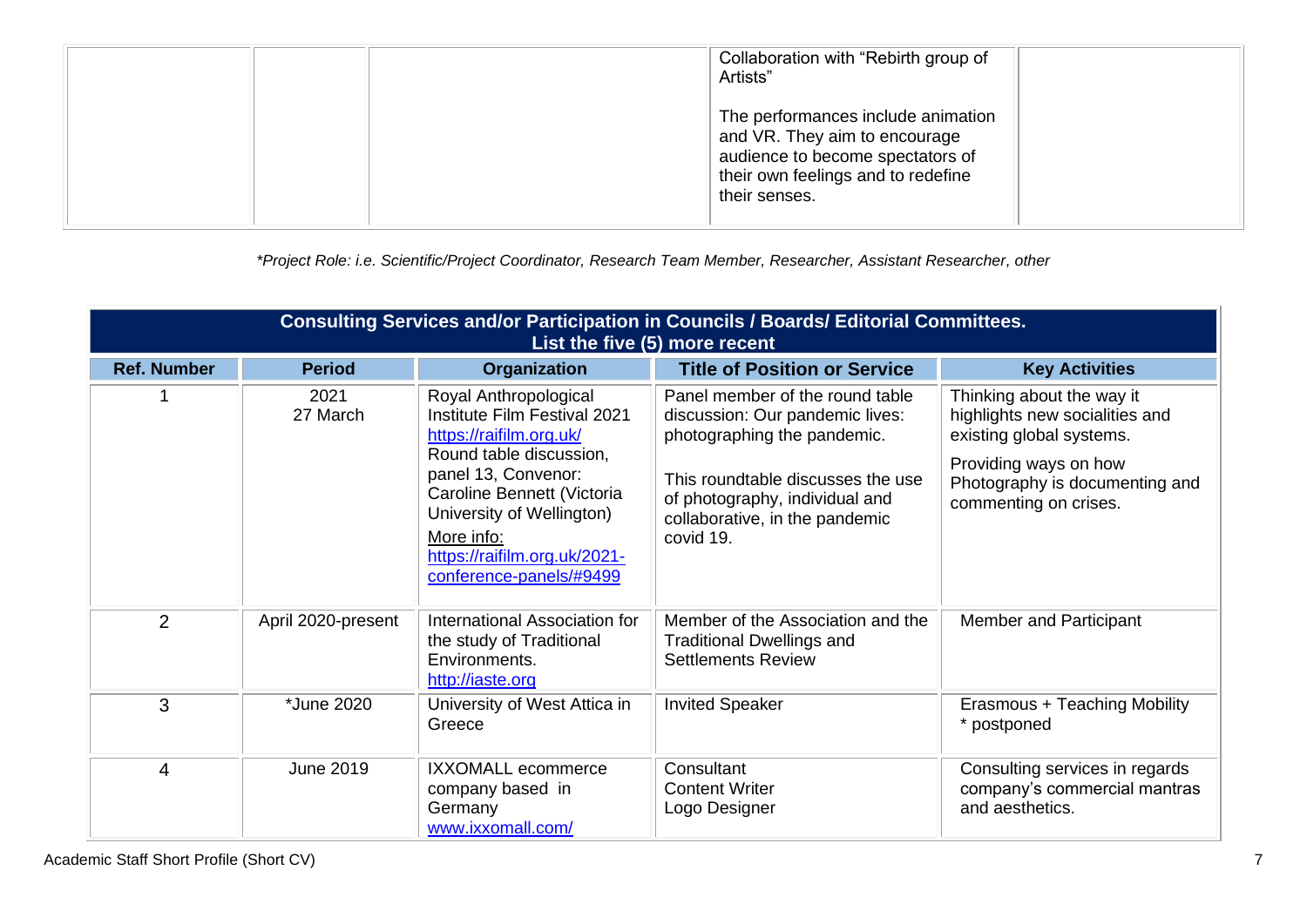| | | | Collaboration with "Rebirth group of Artists"<br><br>The performances include animation and VR. They aim to encourage audience to become spectators of their own feelings and to redefine their senses. | |
|---|---|---|---|---|

*\*Project Role: i.e. Scientific/Project Coordinator, Research Team Member, Researcher, Assistant Researcher, other*

| **Consulting Services and/or Participation in Councils / Boards/ Editorial Committees. List the five (5) more recent** | | | | |
|---|---|---|---|---|
| **Ref. Number** | **Period** | **Organization** | **Title of Position or Service** | **Key Activities** |
| 1 | 2021 27 March | Royal Anthropological Institute Film Festival 2021 https://raifilm.org.uk/ Round table discussion, panel 13, Convenor: Caroline Bennett (Victoria University of Wellington) More info: https://raifilm.org.uk/2021-conference-panels/#9499 | Panel member of the round table discussion: Our pandemic lives: photographing the pandemic.<br><br>This roundtable discusses the use of photography, individual and collaborative, in the pandemic covid 19. | Thinking about the way it highlights new socialities and existing global systems.<br><br>Providing ways on how Photography is documenting and commenting on crises. |
| 2 | April 2020-present | International Association for the study of Traditional Environments. http://iaste.org | Member of the Association and the Traditional Dwellings and Settlements Review | Member and Participant |
| 3 | *June 2020 | University of West Attica in Greece | Invited Speaker | Erasmous + Teaching Mobility * postponed |
| 4 | June 2019 | IXXOMALL ecommerce company based in Germany www.ixxomall.com/ | Consultant Content Writer Logo Designer | Consulting services in regards company's commercial mantras and aesthetics. |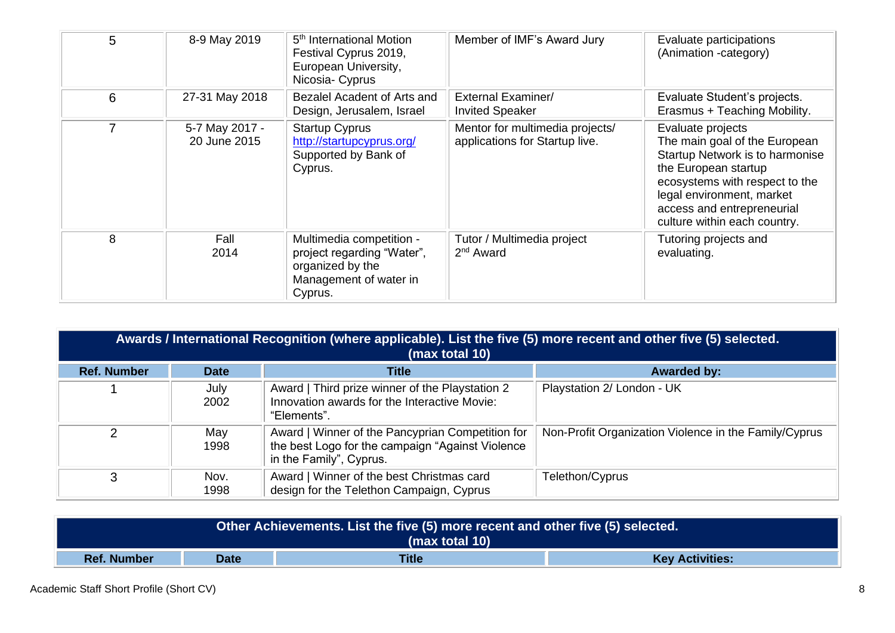| | | | | |
|---|---|---|---|---|
| 5 | 8-9 May 2019 | 5th International Motion Festival Cyprus 2019, European University, Nicosia- Cyprus | Member of IMF's Award Jury | Evaluate participations (Animation -category) |
| 6 | 27-31 May 2018 | Bezalel Acadent of Arts and Design, Jerusalem, Israel | External Examiner/ Invited Speaker | Evaluate Student's projects. Erasmus + Teaching Mobility. |
| 7 | 5-7 May 2017 - 20 June 2015 | Startup Cyprus http://startupcyprus.org/ Supported by Bank of Cyprus. | Mentor for multimedia projects/ applications for Startup live. | Evaluate projects The main goal of the European Startup Network is to harmonise the European startup ecosystems with respect to the legal environment, market access and entrepreneurial culture within each country. |
| 8 | Fall 2014 | Multimedia competition - project regarding "Water", organized by the Management of water in Cyprus. | Tutor / Multimedia project 2nd Award | Tutoring projects and evaluating. |

| Awards / International Recognition (where applicable). List the five (5) more recent and other five (5) selected. (max total 10) | | | |
|---|---|---|---|
| **Ref. Number** | **Date** | **Title** | **Awarded by:** |
| 1 | July 2002 | Award \| Third prize winner of the Playstation 2 Innovation awards for the Interactive Movie: "Elements". | Playstation 2/ London - UK |
| 2 | May 1998 | Award \| Winner of the Pancyprian Competition for the best Logo for the campaign "Against Violence in the Family", Cyprus. | Non-Profit Organization Violence in the Family/Cyprus |
| 3 | Nov. 1998 | Award \| Winner of the best Christmas card design for the Telethon Campaign, Cyprus | Telethon/Cyprus |

| Other Achievements. List the five (5) more recent and other five (5) selected. (max total 10) | | | |
|---|---|---|---|
| **Ref. Number** | **Date** | **Title** | **Key Activities:** |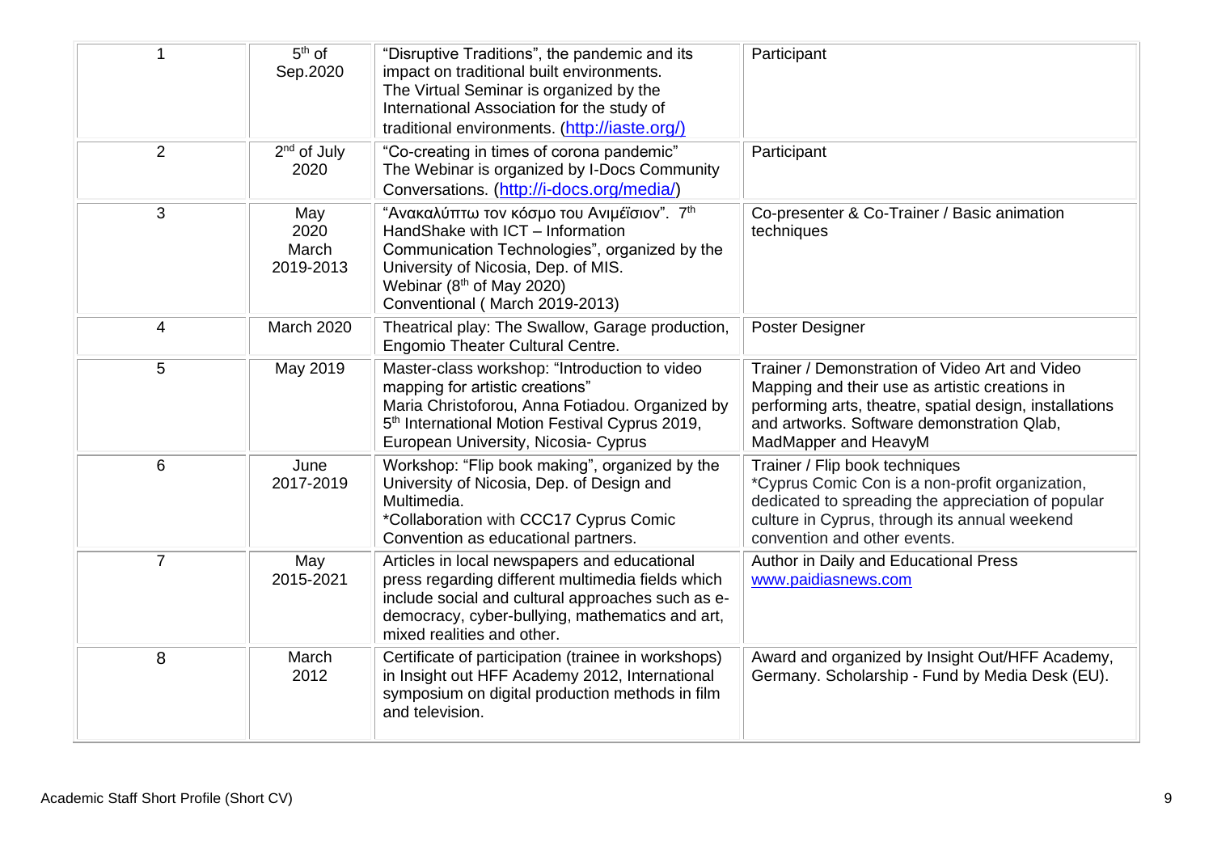| | | | |
|---|---|---|---|
| 1 | 5th of Sep.2020 | "Disruptive Traditions", the pandemic and its impact on traditional built environments. The Virtual Seminar is organized by the International Association for the study of traditional environments. (http://iaste.org/) | Participant |
| 2 | 2nd of July 2020 | "Co-creating in times of corona pandemic" The Webinar is organized by I-Docs Community Conversations. (http://i-docs.org/media/) | Participant |
| 3 | May 2020 March 2019-2013 | "Ανακαλύπτω τον κόσμο του Ανιμέϊσιον". 7th HandShake with ICT – Information Communication Technologies", organized by the University of Nicosia, Dep. of MIS. Webinar (8th of May 2020) Conventional ( March 2019-2013) | Co-presenter & Co-Trainer / Basic animation techniques |
| 4 | March 2020 | Theatrical play: The Swallow, Garage production, Engomio Theater Cultural Centre. | Poster Designer |
| 5 | May 2019 | Master-class workshop: "Introduction to video mapping for artistic creations" Maria Christoforou, Anna Fotiadou. Organized by 5th International Motion Festival Cyprus 2019, European University, Nicosia- Cyprus | Trainer / Demonstration of Video Art and Video Mapping and their use as artistic creations in performing arts, theatre, spatial design, installations and artworks. Software demonstration Qlab, MadMapper and HeavyM |
| 6 | June 2017-2019 | Workshop: "Flip book making", organized by the University of Nicosia, Dep. of Design and Multimedia. *Collaboration with CCC17 Cyprus Comic Convention as educational partners. | Trainer / Flip book techniques *Cyprus Comic Con is a non-profit organization, dedicated to spreading the appreciation of popular culture in Cyprus, through its annual weekend convention and other events. |
| 7 | May 2015-2021 | Articles in local newspapers and educational press regarding different multimedia fields which include social and cultural approaches such as e-democracy, cyber-bullying, mathematics and art, mixed realities and other. | Author in Daily and Educational Press www.paidiasnews.com |
| 8 | March 2012 | Certificate of participation (trainee in workshops) in Insight out HFF Academy 2012, International symposium on digital production methods in film and television. | Award and organized by Insight Out/HFF Academy, Germany. Scholarship - Fund by Media Desk (EU). |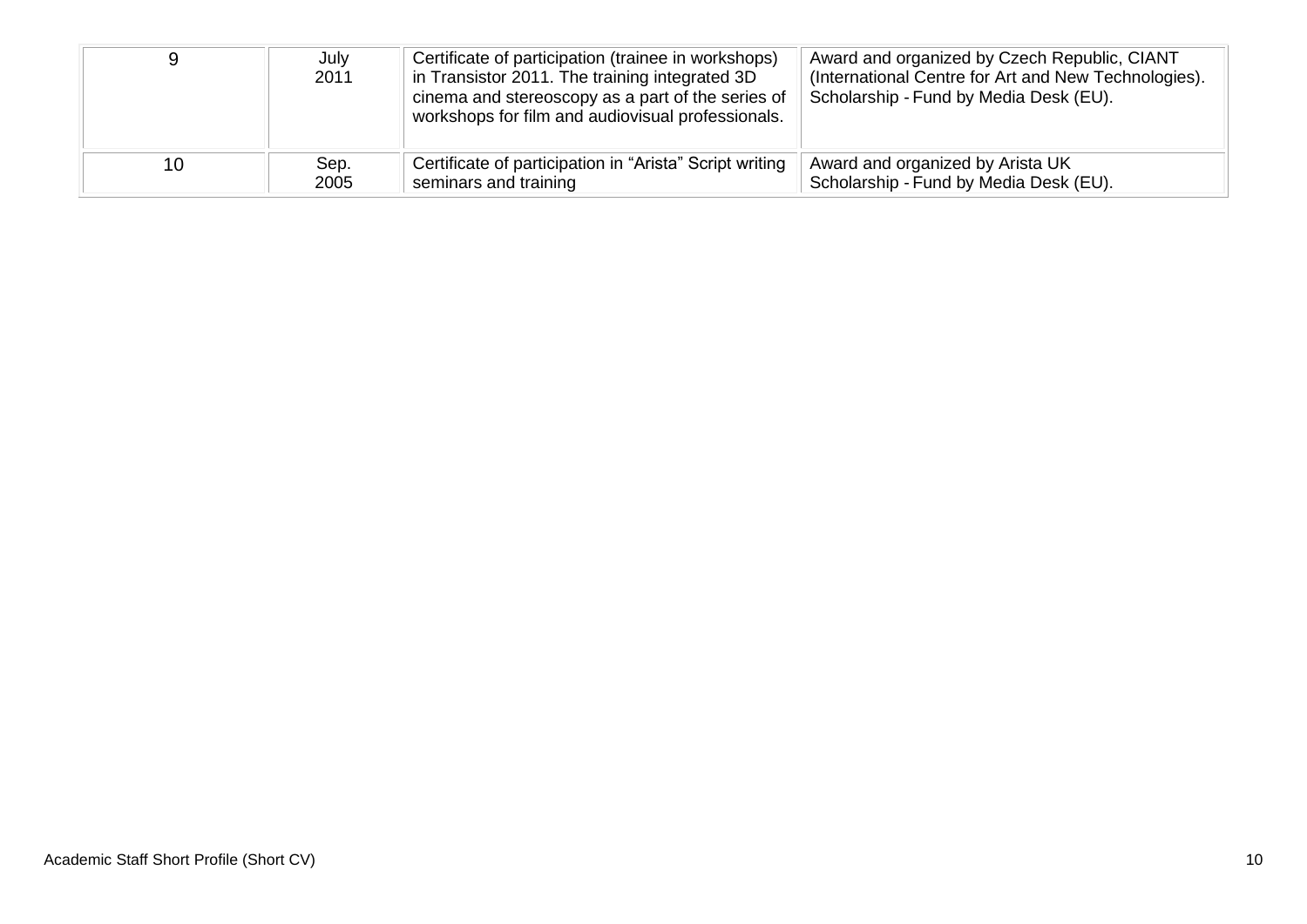| | | | |
|---|---|---|---|
| 9 | July 2011 | Certificate of participation (trainee in workshops) in Transistor 2011. The training integrated 3D cinema and stereoscopy as a part of the series of workshops for film and audiovisual professionals. | Award and organized by Czech Republic, CIANT (International Centre for Art and New Technologies). Scholarship - Fund by Media Desk (EU). |
| 10 | Sep. 2005 | Certificate of participation in “Arista” Script writing seminars and training | Award and organized by Arista UK Scholarship - Fund by Media Desk (EU). |